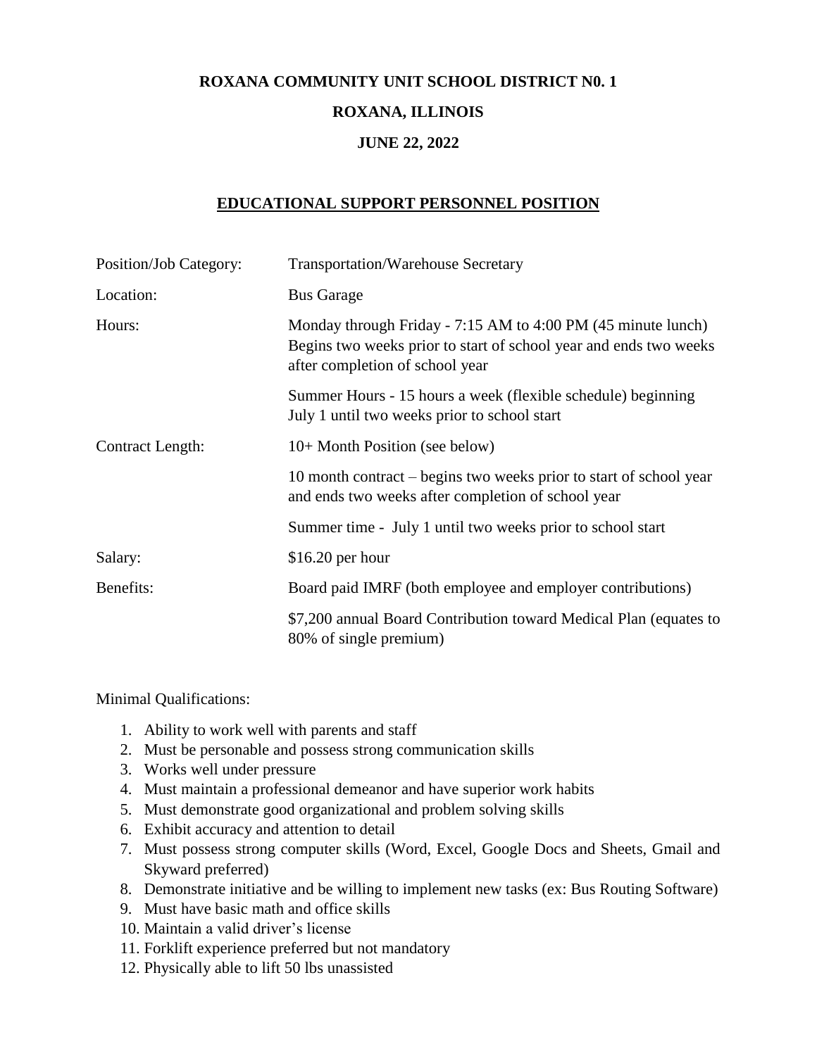**ROXANA COMMUNITY UNIT SCHOOL DISTRICT N0. 1**

**ROXANA, ILLINOIS**

**JUNE 22, 2022**

## EDUCATIONAL SUPPORT PERSONNEL POSITION

| | |
|---|---|
| Position/Job Category: | Transportation/Warehouse Secretary |
| Location: | Bus Garage |
| Hours: | Monday through Friday - 7:15 AM to 4:00 PM (45 minute lunch) Begins two weeks prior to start of school year and ends two weeks after completion of school year |
| | Summer Hours - 15 hours a week (flexible schedule) beginning July 1 until two weeks prior to school start |
| Contract Length: | 10+ Month Position (see below) |
| | 10 month contract – begins two weeks prior to start of school year and ends two weeks after completion of school year |
| | Summer time - July 1 until two weeks prior to school start |
| Salary: | $16.20 per hour |
| Benefits: | Board paid IMRF (both employee and employer contributions) |
| | $7,200 annual Board Contribution toward Medical Plan (equates to 80% of single premium) |

Minimal Qualifications:

1. Ability to work well with parents and staff
2. Must be personable and possess strong communication skills
3. Works well under pressure
4. Must maintain a professional demeanor and have superior work habits
5. Must demonstrate good organizational and problem solving skills
6. Exhibit accuracy and attention to detail
7. Must possess strong computer skills (Word, Excel, Google Docs and Sheets, Gmail and Skyward preferred)
8. Demonstrate initiative and be willing to implement new tasks (ex: Bus Routing Software)
9. Must have basic math and office skills
10. Maintain a valid driver's license
11. Forklift experience preferred but not mandatory
12. Physically able to lift 50 lbs unassisted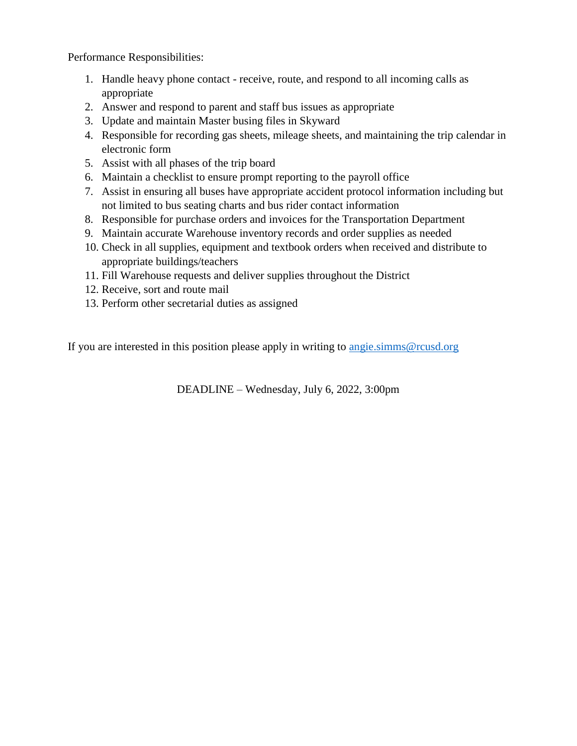Performance Responsibilities:

1. Handle heavy phone contact - receive, route, and respond to all incoming calls as appropriate
2. Answer and respond to parent and staff bus issues as appropriate
3. Update and maintain Master busing files in Skyward
4. Responsible for recording gas sheets, mileage sheets, and maintaining the trip calendar in electronic form
5. Assist with all phases of the trip board
6. Maintain a checklist to ensure prompt reporting to the payroll office
7. Assist in ensuring all buses have appropriate accident protocol information including but not limited to bus seating charts and bus rider contact information
8. Responsible for purchase orders and invoices for the Transportation Department
9. Maintain accurate Warehouse inventory records and order supplies as needed
10. Check in all supplies, equipment and textbook orders when received and distribute to appropriate buildings/teachers
11. Fill Warehouse requests and deliver supplies throughout the District
12. Receive, sort and route mail
13. Perform other secretarial duties as assigned

If you are interested in this position please apply in writing to angie.simms@rcusd.org

DEADLINE – Wednesday, July 6, 2022, 3:00pm